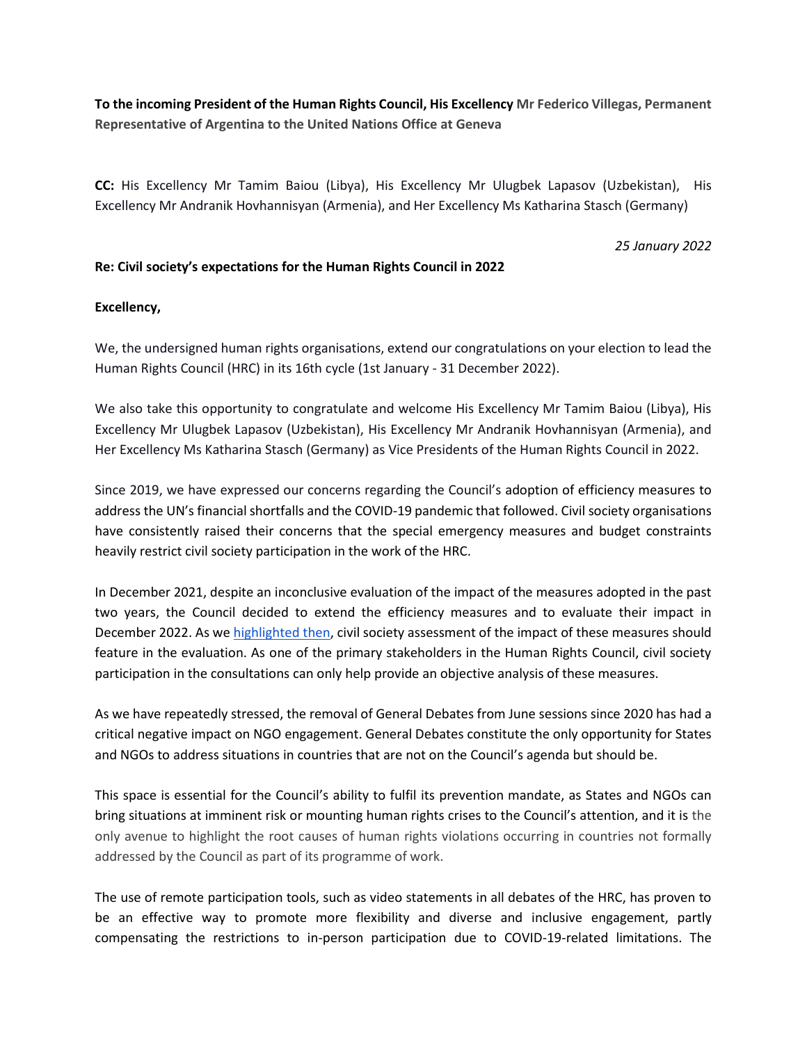**To the incoming President of the Human Rights Council, His Excellency Mr Federico Villegas, Permanent Representative of Argentina to the United Nations Office at Geneva**

**CC:** His Excellency Mr Tamim Baiou (Libya), His Excellency Mr Ulugbek Lapasov (Uzbekistan), His Excellency Mr Andranik Hovhannisyan (Armenia), and Her Excellency Ms Katharina Stasch (Germany)

*25 January 2022*

**Re: Civil society's expectations for the Human Rights Council in 2022**

**Excellency,**

We, the undersigned human rights organisations, extend our congratulations on your election to lead the Human Rights Council (HRC) in its 16th cycle (1st January - 31 December 2022).

We also take this opportunity to congratulate and welcome His Excellency Mr Tamim Baiou (Libya), His Excellency Mr Ulugbek Lapasov (Uzbekistan), His Excellency Mr Andranik Hovhannisyan (Armenia), and Her Excellency Ms Katharina Stasch (Germany) as Vice Presidents of the Human Rights Council in 2022.

Since 2019, we have expressed our concerns regarding the Council's adoption of efficiency measures to address the UN's financial shortfalls and the COVID-19 pandemic that followed. Civil society organisations have consistently raised their concerns that the special emergency measures and budget constraints heavily restrict civil society participation in the work of the HRC.

In December 2021, despite an inconclusive evaluation of the impact of the measures adopted in the past two years, the Council decided to extend the efficiency measures and to evaluate their impact in December 2022. As we highlighted then, civil society assessment of the impact of these measures should feature in the evaluation. As one of the primary stakeholders in the Human Rights Council, civil society participation in the consultations can only help provide an objective analysis of these measures.

As we have repeatedly stressed, the removal of General Debates from June sessions since 2020 has had a critical negative impact on NGO engagement. General Debates constitute the only opportunity for States and NGOs to address situations in countries that are not on the Council's agenda but should be.

This space is essential for the Council's ability to fulfil its prevention mandate, as States and NGOs can bring situations at imminent risk or mounting human rights crises to the Council's attention, and it is the only avenue to highlight the root causes of human rights violations occurring in countries not formally addressed by the Council as part of its programme of work.

The use of remote participation tools, such as video statements in all debates of the HRC, has proven to be an effective way to promote more flexibility and diverse and inclusive engagement, partly compensating the restrictions to in-person participation due to COVID-19-related limitations. The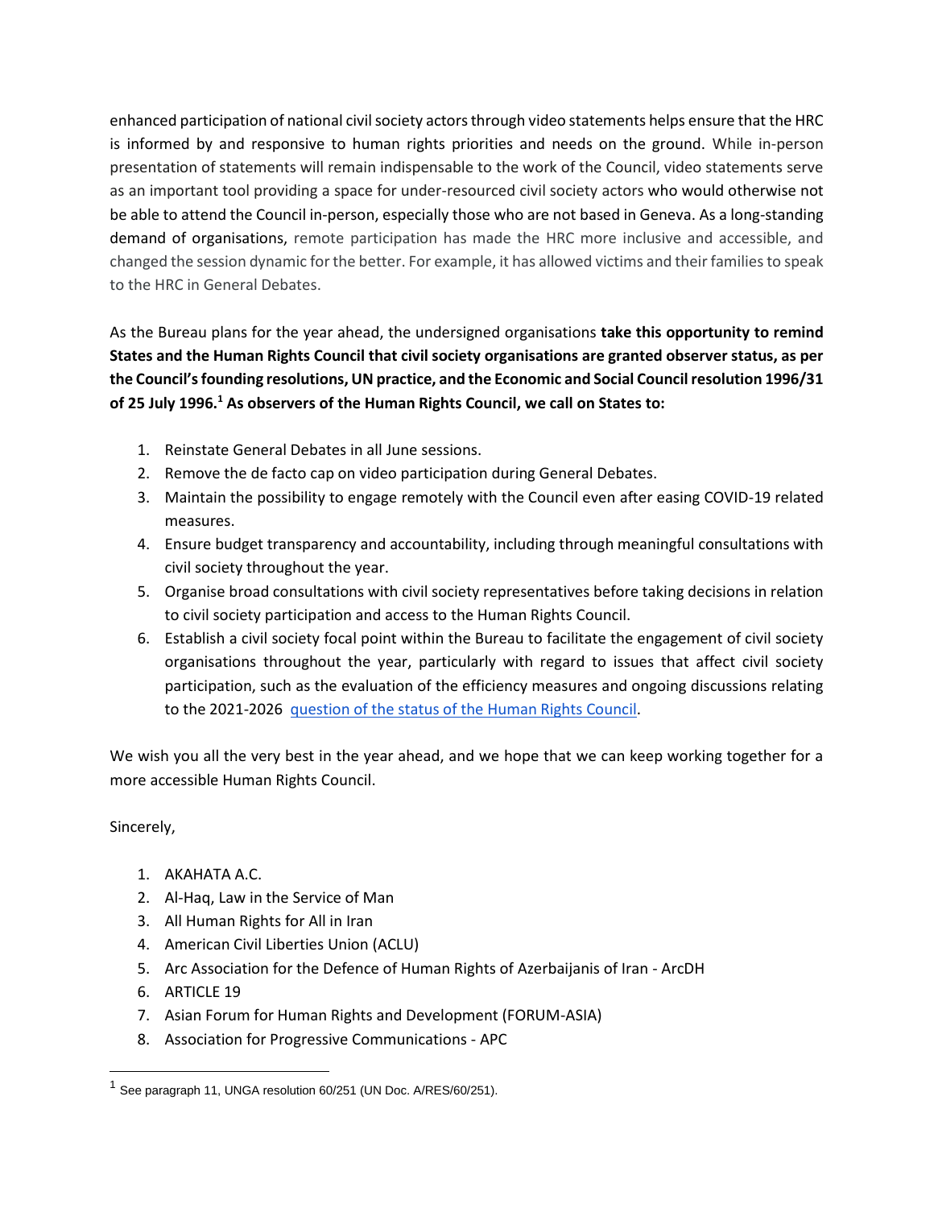enhanced participation of national civil society actors through video statements helps ensure that the HRC is informed by and responsive to human rights priorities and needs on the ground. While in-person presentation of statements will remain indispensable to the work of the Council, video statements serve as an important tool providing a space for under-resourced civil society actors who would otherwise not be able to attend the Council in-person, especially those who are not based in Geneva. As a long-standing demand of organisations, remote participation has made the HRC more inclusive and accessible, and changed the session dynamic for the better. For example, it has allowed victims and their families to speak to the HRC in General Debates.

As the Bureau plans for the year ahead, the undersigned organisations **take this opportunity to remind States and the Human Rights Council that civil society organisations are granted observer status, as per the Council's founding resolutions, UN practice, and the Economic and Social Council resolution 1996/31 of 25 July 1996.[1] As observers of the Human Rights Council, we call on States to:**

1. Reinstate General Debates in all June sessions.
2. Remove the de facto cap on video participation during General Debates.
3. Maintain the possibility to engage remotely with the Council even after easing COVID-19 related measures.
4. Ensure budget transparency and accountability, including through meaningful consultations with civil society throughout the year.
5. Organise broad consultations with civil society representatives before taking decisions in relation to civil society participation and access to the Human Rights Council.
6. Establish a civil society focal point within the Bureau to facilitate the engagement of civil society organisations throughout the year, particularly with regard to issues that affect civil society participation, such as the evaluation of the efficiency measures and ongoing discussions relating to the 2021-2026 question of the status of the Human Rights Council.

We wish you all the very best in the year ahead, and we hope that we can keep working together for a more accessible Human Rights Council.

Sincerely,

1. AKAHATA A.C.
2. Al-Haq, Law in the Service of Man
3. All Human Rights for All in Iran
4. American Civil Liberties Union (ACLU)
5. Arc Association for the Defence of Human Rights of Azerbaijanis of Iran - ArcDH
6. ARTICLE 19
7. Asian Forum for Human Rights and Development (FORUM-ASIA)
8. Association for Progressive Communications - APC

[1] See paragraph 11, UNGA resolution 60/251 (UN Doc. A/RES/60/251).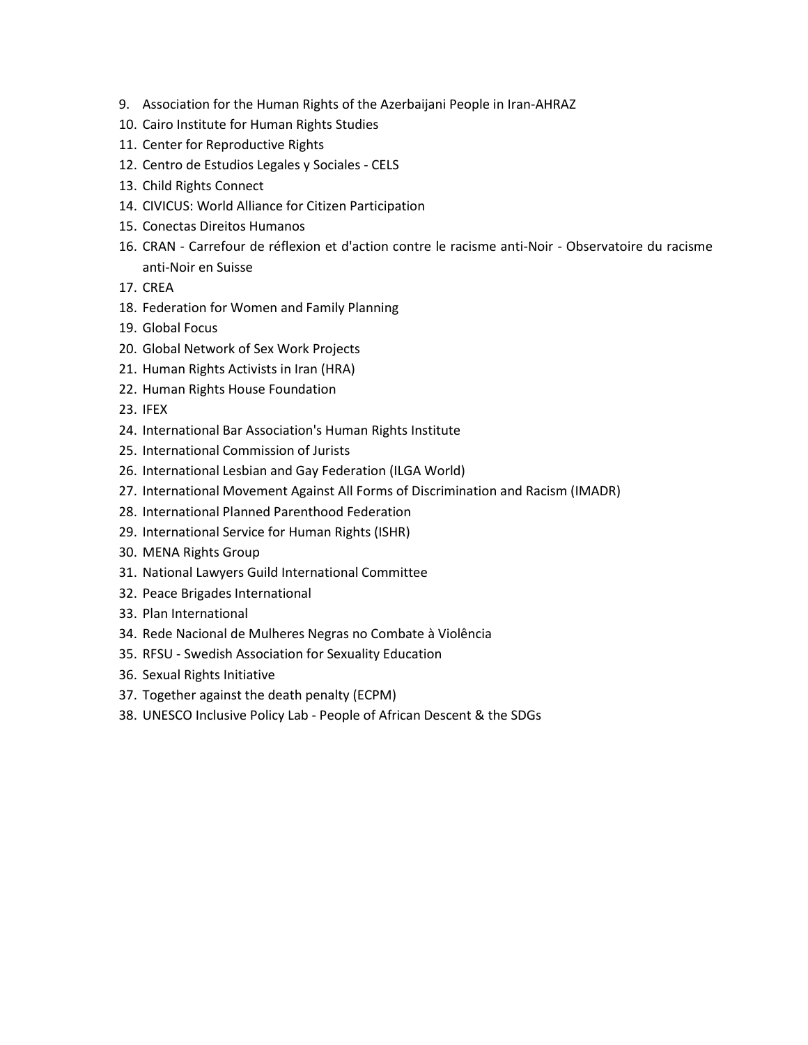9. Association for the Human Rights of the Azerbaijani People in Iran-AHRAZ
10. Cairo Institute for Human Rights Studies
11. Center for Reproductive Rights
12. Centro de Estudios Legales y Sociales - CELS
13. Child Rights Connect
14. CIVICUS: World Alliance for Citizen Participation
15. Conectas Direitos Humanos
16. CRAN - Carrefour de réflexion et d'action contre le racisme anti-Noir - Observatoire du racisme anti-Noir en Suisse
17. CREA
18. Federation for Women and Family Planning
19. Global Focus
20. Global Network of Sex Work Projects
21. Human Rights Activists in Iran (HRA)
22. Human Rights House Foundation
23. IFEX
24. International Bar Association's Human Rights Institute
25. International Commission of Jurists
26. International Lesbian and Gay Federation (ILGA World)
27. International Movement Against All Forms of Discrimination and Racism (IMADR)
28. International Planned Parenthood Federation
29. International Service for Human Rights (ISHR)
30. MENA Rights Group
31. National Lawyers Guild International Committee
32. Peace Brigades International
33. Plan International
34. Rede Nacional de Mulheres Negras no Combate à Violência
35. RFSU - Swedish Association for Sexuality Education
36. Sexual Rights Initiative
37. Together against the death penalty (ECPM)
38. UNESCO Inclusive Policy Lab - People of African Descent & the SDGs